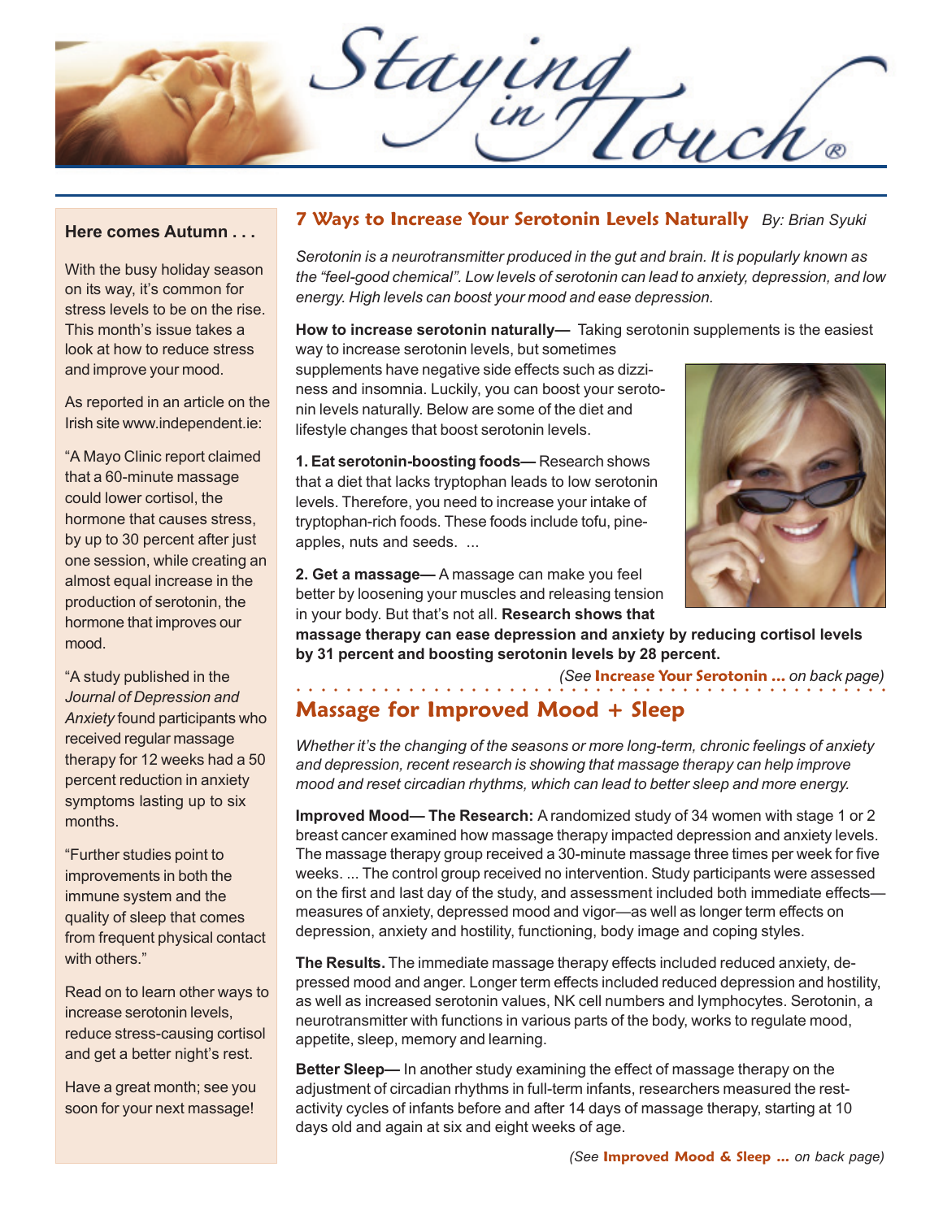# Staying in Touch®

## Here comes Autumn . . .

With the busy holiday season on its way, it's common for stress levels to be on the rise. This month's issue takes a look at how to reduce stress and improve your mood.

As reported in an article on the Irish site www.independent.ie:

"A Mayo Clinic report claimed that a 60-minute massage could lower cortisol, the hormone that causes stress, by up to 30 percent after just one session, while creating an almost equal increase in the production of serotonin, the hormone that improves our mood.

"A study published in the *Journal of Depression and Anxiety* found participants who received regular massage therapy for 12 weeks had a 50 percent reduction in anxiety symptoms lasting up to six months.

"Further studies point to improvements in both the immune system and the quality of sleep that comes from frequent physical contact with others."

Read on to learn other ways to increase serotonin levels, reduce stress-causing cortisol and get a better night's rest.

Have a great month; see you soon for your next massage!

## 7 Ways to Increase Your Serotonin Levels Naturally

*By: Brian Syuki*

*Serotonin is a neurotransmitter produced in the gut and brain. It is popularly known as the "feel-good chemical". Low levels of serotonin can lead to anxiety, depression, and low energy. High levels can boost your mood and ease depression.*

**How to increase serotonin naturally—** Taking serotonin supplements is the easiest way to increase serotonin levels, but sometimes supplements have negative side effects such as dizziness and insomnia. Luckily, you can boost your serotonin levels naturally. Below are some of the diet and lifestyle changes that boost serotonin levels.

**1. Eat serotonin-boosting foods—** Research shows that a diet that lacks tryptophan leads to low serotonin levels. Therefore, you need to increase your intake of tryptophan-rich foods. These foods include tofu, pineapples, nuts and seeds. ...

**2. Get a massage—** A massage can make you feel better by loosening your muscles and releasing tension in your body. But that's not all. **Research shows that massage therapy can ease depression and anxiety by reducing cortisol levels by 31 percent and boosting serotonin levels by 28 percent.**

*(See* **Increase Your Serotonin ...** *on back page)*

## Massage for Improved Mood + Sleep

*Whether it's the changing of the seasons or more long-term, chronic feelings of anxiety and depression, recent research is showing that massage therapy can help improve mood and reset circadian rhythms, which can lead to better sleep and more energy.*

**Improved Mood— The Research:** A randomized study of 34 women with stage 1 or 2 breast cancer examined how massage therapy impacted depression and anxiety levels. The massage therapy group received a 30-minute massage three times per week for five weeks. ... The control group received no intervention. Study participants were assessed on the first and last day of the study, and assessment included both immediate effects—measures of anxiety, depressed mood and vigor—as well as longer term effects on depression, anxiety and hostility, functioning, body image and coping styles.

**The Results.** The immediate massage therapy effects included reduced anxiety, depressed mood and anger. Longer term effects included reduced depression and hostility, as well as increased serotonin values, NK cell numbers and lymphocytes. Serotonin, a neurotransmitter with functions in various parts of the body, works to regulate mood, appetite, sleep, memory and learning.

**Better Sleep—** In another study examining the effect of massage therapy on the adjustment of circadian rhythms in full-term infants, researchers measured the rest-activity cycles of infants before and after 14 days of massage therapy, starting at 10 days old and again at six and eight weeks of age.

*(See* **Improved Mood & Sleep ...** *on back page)*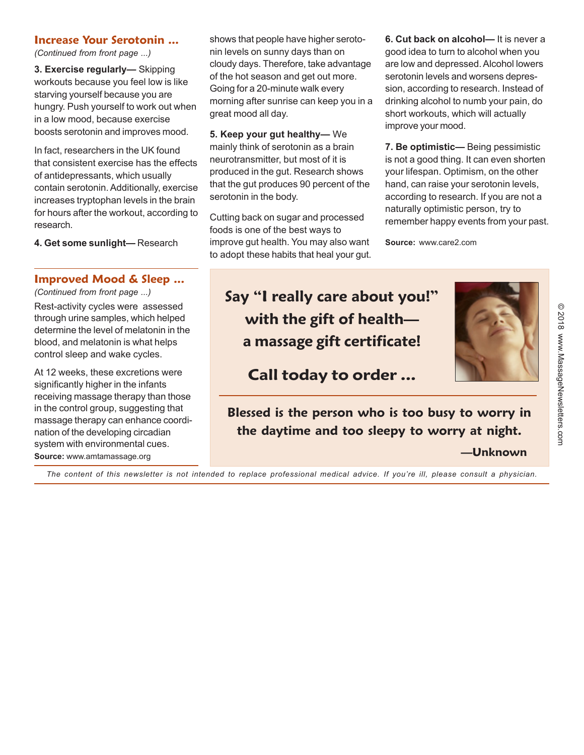## Increase Your Serotonin ...

*(Continued from front page ...)*

**3. Exercise regularly—** Skipping workouts because you feel low is like starving yourself because you are hungry. Push yourself to work out when in a low mood, because exercise boosts serotonin and improves mood.

In fact, researchers in the UK found that consistent exercise has the effects of antidepressants, which usually contain serotonin. Additionally, exercise increases tryptophan levels in the brain for hours after the workout, according to research.

**4. Get some sunlight—** Research shows that people have higher serotonin levels on sunny days than on cloudy days. Therefore, take advantage of the hot season and get out more. Going for a 20-minute walk every morning after sunrise can keep you in a great mood all day.

**5. Keep your gut healthy—** We mainly think of serotonin as a brain neurotransmitter, but most of it is produced in the gut. Research shows that the gut produces 90 percent of the serotonin in the body.

Cutting back on sugar and processed foods is one of the best ways to improve gut health. You may also want to adopt these habits that heal your gut.

**6. Cut back on alcohol—** It is never a good idea to turn to alcohol when you are low and depressed. Alcohol lowers serotonin levels and worsens depression, according to research. Instead of drinking alcohol to numb your pain, do short workouts, which will actually improve your mood.

**7. Be optimistic—** Being pessimistic is not a good thing. It can even shorten your lifespan. Optimism, on the other hand, can raise your serotonin levels, according to research. If you are not a naturally optimistic person, try to remember happy events from your past.

**Source:** www.care2.com

## Improved Mood & Sleep ...

*(Continued from front page ...)*

Rest-activity cycles were assessed through urine samples, which helped determine the level of melatonin in the blood, and melatonin is what helps control sleep and wake cycles.

At 12 weeks, these excretions were significantly higher in the infants receiving massage therapy than those in the control group, suggesting that massage therapy can enhance coordination of the developing circadian system with environmental cues.

**Source:** www.amtamassage.org

**Say "I really care about you!" with the gift of health— a massage gift certificate!**

**Call today to order ...**

**Blessed is the person who is too busy to worry in the daytime and too sleepy to worry at night.**

**—Unknown**

*The content of this newsletter is not intended to replace professional medical advice. If you're ill, please consult a physician.*

© 2018 www.MassageNewsletters.com